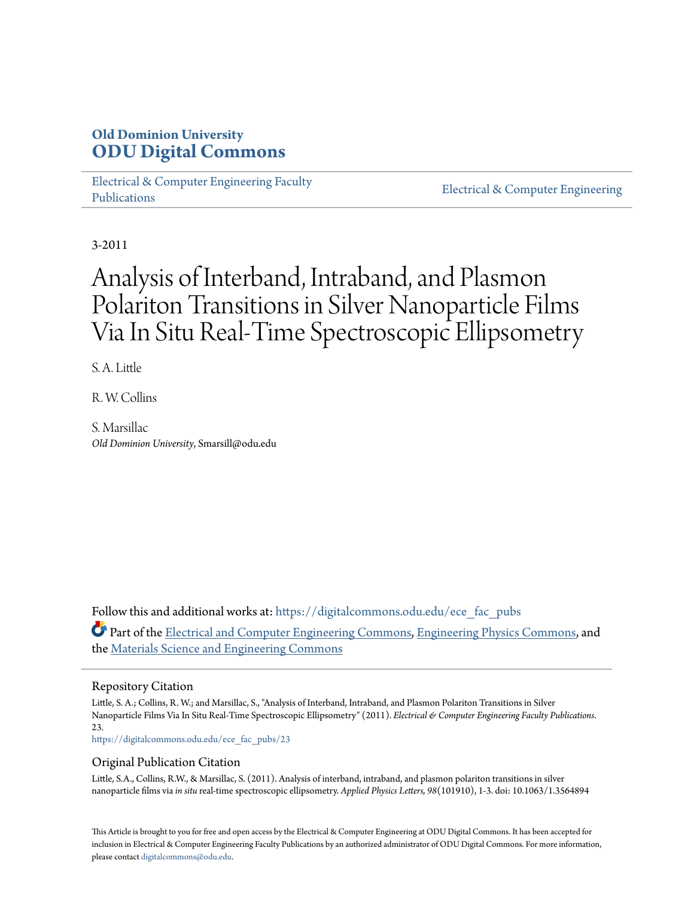Old Dominion University
**ODU Digital Commons**

Electrical & Computer Engineering Faculty Publications

Electrical & Computer Engineering

3-2011

# Analysis of Interband, Intraband, and Plasmon Polariton Transitions in Silver Nanoparticle Films Via In Situ Real-Time Spectroscopic Ellipsometry

S. A. Little

R. W. Collins

S. Marsillac
*Old Dominion University*, Smarsill@odu.edu

Follow this and additional works at: https://digitalcommons.odu.edu/ece_fac_pubs

Part of the Electrical and Computer Engineering Commons, Engineering Physics Commons, and the Materials Science and Engineering Commons

## Repository Citation

Little, S. A.; Collins, R. W.; and Marsillac, S., "Analysis of Interband, Intraband, and Plasmon Polariton Transitions in Silver Nanoparticle Films Via In Situ Real-Time Spectroscopic Ellipsometry" (2011). *Electrical & Computer Engineering Faculty Publications*. 23.
https://digitalcommons.odu.edu/ece_fac_pubs/23

## Original Publication Citation

Little, S.A., Collins, R.W., & Marsillac, S. (2011). Analysis of interband, intraband, and plasmon polariton transitions in silver nanoparticle films via *in situ* real-time spectroscopic ellipsometry. *Applied Physics Letters, 98*(101910), 1-3. doi: 10.1063/1.3564894

This Article is brought to you for free and open access by the Electrical & Computer Engineering at ODU Digital Commons. It has been accepted for inclusion in Electrical & Computer Engineering Faculty Publications by an authorized administrator of ODU Digital Commons. For more information, please contact digitalcommons@odu.edu.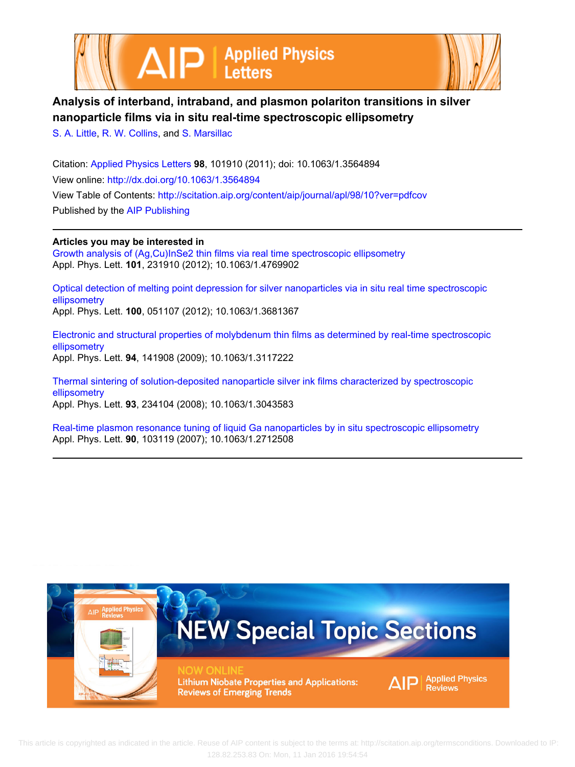# Analysis of interband, intraband, and plasmon polariton transitions in silver nanoparticle films via in situ real-time spectroscopic ellipsometry

S. A. Little, R. W. Collins, and S. Marsillac

Citation: Applied Physics Letters **98**, 101910 (2011); doi: 10.1063/1.3564894

View online: http://dx.doi.org/10.1063/1.3564894

View Table of Contents: http://scitation.aip.org/content/aip/journal/apl/98/10?ver=pdfcov

Published by the AIP Publishing

---

**Articles you may be interested in**

Growth analysis of (Ag,Cu)InSe2 thin films via real time spectroscopic ellipsometry
Appl. Phys. Lett. **101**, 231910 (2012); 10.1063/1.4769902

Optical detection of melting point depression for silver nanoparticles via in situ real time spectroscopic ellipsometry
Appl. Phys. Lett. **100**, 051107 (2012); 10.1063/1.3681367

Electronic and structural properties of molybdenum thin films as determined by real-time spectroscopic ellipsometry
Appl. Phys. Lett. **94**, 141908 (2009); 10.1063/1.3117222

Thermal sintering of solution-deposited nanoparticle silver ink films characterized by spectroscopic ellipsometry
Appl. Phys. Lett. **93**, 234104 (2008); 10.1063/1.3043583

Real-time plasmon resonance tuning of liquid Ga nanoparticles by in situ spectroscopic ellipsometry
Appl. Phys. Lett. **90**, 103119 (2007); 10.1063/1.2712508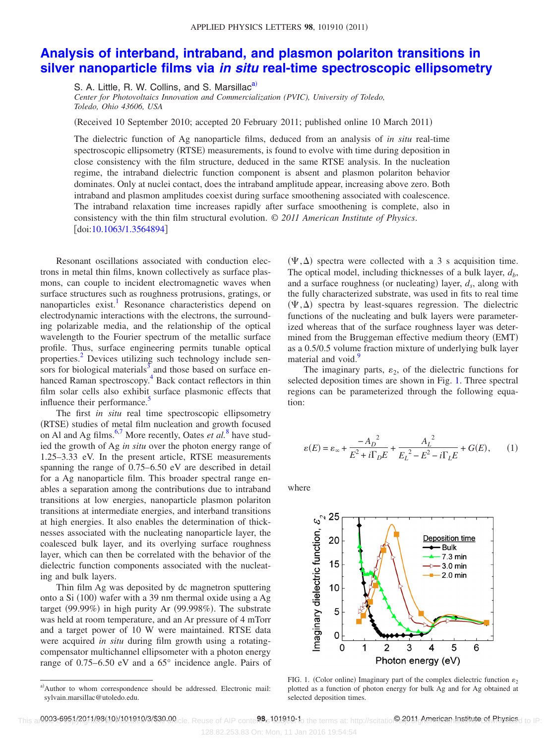# Analysis of interband, intraband, and plasmon polariton transitions in silver nanoparticle films via *in situ* real-time spectroscopic ellipsometry

S. A. Little, R. W. Collins, and S. Marsillac[a]

*Center for Photovoltaics Innovation and Commercialization (PVIC), University of Toledo, Toledo, Ohio 43606, USA*

(Received 10 September 2010; accepted 20 February 2011; published online 10 March 2011)

The dielectric function of Ag nanoparticle films, deduced from an analysis of *in situ* real-time spectroscopic ellipsometry (RTSE) measurements, is found to evolve with time during deposition in close consistency with the film structure, deduced in the same RTSE analysis. In the nucleation regime, the intraband dielectric function component is absent and plasmon polariton behavior dominates. Only at nuclei contact, does the intraband amplitude appear, increasing above zero. Both intraband and plasmon amplitudes coexist during surface smoothening associated with coalescence. The intraband relaxation time increases rapidly after surface smoothening is complete, also in consistency with the thin film structural evolution. © *2011 American Institute of Physics*. [doi:10.1063/1.3564894]

Resonant oscillations associated with conduction electrons in metal thin films, known collectively as surface plasmons, can couple to incident electromagnetic waves when surface structures such as roughness protrusions, gratings, or nanoparticles exist.[1] Resonance characteristics depend on electrodynamic interactions with the electrons, the surrounding polarizable media, and the relationship of the optical wavelength to the Fourier spectrum of the metallic surface profile. Thus, surface engineering permits tunable optical properties.[2] Devices utilizing such technology include sensors for biological materials[3] and those based on surface enhanced Raman spectroscopy.[4] Back contact reflectors in thin film solar cells also exhibit surface plasmonic effects that influence their performance.[5]

The first *in situ* real time spectroscopic ellipsometry (RTSE) studies of metal film nucleation and growth focused on Al and Ag films.[6,7] More recently, Oates *et al.*[8] have studied the growth of Ag *in situ* over the photon energy range of 1.25–3.33 eV. In the present article, RTSE measurements spanning the range of 0.75–6.50 eV are described in detail for a Ag nanoparticle film. This broader spectral range enables a separation among the contributions due to intraband transitions at low energies, nanoparticle plasmon polariton transitions at intermediate energies, and interband transitions at high energies. It also enables the determination of thicknesses associated with the nucleating nanoparticle layer, the coalesced bulk layer, and its overlying surface roughness layer, which can then be correlated with the behavior of the dielectric function components associated with the nucleating and bulk layers.

Thin film Ag was deposited by dc magnetron sputtering onto a Si (100) wafer with a 39 nm thermal oxide using a Ag target (99.99%) in high purity Ar (99.998%). The substrate was held at room temperature, and an Ar pressure of 4 mTorr and a target power of 10 W were maintained. RTSE data were acquired *in situ* during film growth using a rotating-compensator multichannel ellipsometer with a photon energy range of 0.75–6.50 eV and a 65° incidence angle. Pairs of $(\Psi, \Delta)$ spectra were collected with a 3 s acquisition time. The optical model, including thicknesses of a bulk layer, $d_b$, and a surface roughness (or nucleating) layer, $d_s$, along with the fully characterized substrate, was used in fits to real time $(\Psi, \Delta)$ spectra by least-squares regression. The dielectric functions of the nucleating and bulk layers were parameterized whereas that of the surface roughness layer was determined from the Bruggeman effective medium theory (EMT) as a 0.5/0.5 volume fraction mixture of underlying bulk layer material and void.[9]

The imaginary parts, $\varepsilon_2$, of the dielectric functions for selected deposition times are shown in Fig. 1. Three spectral regions can be parameterized through the following equation:

$$\varepsilon(E) = \varepsilon_\infty + \frac{-A_D{}^2}{E^2 + i\Gamma_D E} + \frac{A_L{}^2}{E_L{}^2 - E^2 - i\Gamma_L E} + G(E), \qquad (1)$$

where

FIG. 1. (Color online) Imaginary part of the complex dielectric function $\varepsilon_2$ plotted as a function of photon energy for bulk Ag and for Ag obtained at selected deposition times.

[a]Author to whom correspondence should be addressed. Electronic mail: sylvain.marsillac@utoledo.edu.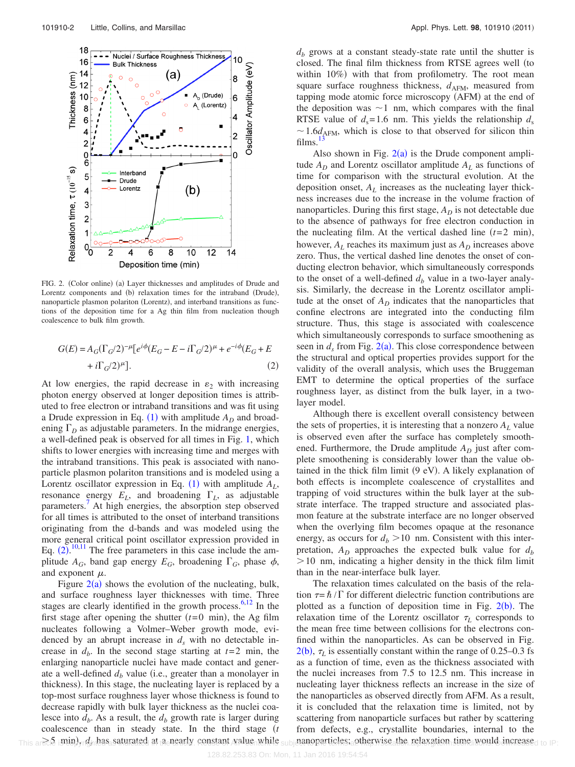FIG. 2. (Color online) (a) Layer thicknesses and amplitudes of Drude and Lorentz components and (b) relaxation times for the intraband (Drude), nanoparticle plasmon polariton (Lorentz), and interband transitions as functions of the deposition time for a Ag thin film from nucleation though coalescence to bulk film growth.

$$G(E) = A_G(\Gamma_G/2)^{-\mu}[e^{i\phi}(E_G - E - i\Gamma_G/2)^{\mu} + e^{-i\phi}(E_G + E + i\Gamma_G/2)^{\mu}]. \tag{2}$$

At low energies, the rapid decrease in $\varepsilon_2$ with increasing photon energy observed at longer deposition times is attributed to free electron or intraband transitions and was fit using a Drude expression in Eq. (1) with amplitude $A_D$ and broadening $\Gamma_D$ as adjustable parameters. In the midrange energies, a well-defined peak is observed for all times in Fig. 1, which shifts to lower energies with increasing time and merges with the intraband transitions. This peak is associated with nanoparticle plasmon polariton transitions and is modeled using a Lorentz oscillator expression in Eq. (1) with amplitude $A_L$, resonance energy $E_L$, and broadening $\Gamma_L$, as adjustable parameters.[7] At high energies, the absorption step observed for all times is attributed to the onset of interband transitions originating from the d-bands and was modeled using the more general critical point oscillator expression provided in Eq. (2).[10,11] The free parameters in this case include the amplitude $A_G$, band gap energy $E_G$, broadening $\Gamma_G$, phase $\phi$, and exponent $\mu$.

Figure 2(a) shows the evolution of the nucleating, bulk, and surface roughness layer thicknesses with time. Three stages are clearly identified in the growth process.[6,12] In the first stage after opening the shutter ($t$=0 min), the Ag film nucleates following a Volmer–Weber growth mode, evidenced by an abrupt increase in $d_s$ with no detectable increase in $d_b$. In the second stage starting at $t$=2 min, the enlarging nanoparticle nuclei have made contact and generate a well-defined $d_b$ value (i.e., greater than a monolayer in thickness). In this stage, the nucleating layer is replaced by a top-most surface roughness layer whose thickness is found to decrease rapidly with bulk layer thickness as the nuclei coalesce into $d_b$. As a result, the $d_b$ growth rate is larger during coalescence than in steady state. In the third stage ($t$ >5 min), $d_s$ has saturated at a nearly constant value while $d_b$ grows at a constant steady-state rate until the shutter is closed. The final film thickness from RTSE agrees well (to within 10%) with that from profilometry. The root mean square surface roughness thickness, $d_{AFM}$, measured from tapping mode atomic force microscopy (AFM) at the end of the deposition was ~1 nm, which compares with the final RTSE value of $d_s$=1.6 nm. This yields the relationship $d_s$ ~1.6$d_{AFM}$, which is close to that observed for silicon thin films.[13]

Also shown in Fig. 2(a) is the Drude component amplitude $A_D$ and Lorentz oscillator amplitude $A_L$ as functions of time for comparison with the structural evolution. At the deposition onset, $A_L$ increases as the nucleating layer thickness increases due to the increase in the volume fraction of nanoparticles. During this first stage, $A_D$ is not detectable due to the absence of pathways for free electron conduction in the nucleating film. At the vertical dashed line ($t$=2 min), however, $A_L$ reaches its maximum just as $A_D$ increases above zero. Thus, the vertical dashed line denotes the onset of conducting electron behavior, which simultaneously corresponds to the onset of a well-defined $d_b$ value in a two-layer analysis. Similarly, the decrease in the Lorentz oscillator amplitude at the onset of $A_D$ indicates that the nanoparticles that confine electrons are integrated into the conducting film structure. Thus, this stage is associated with coalescence which simultaneously corresponds to surface smoothening as seen in $d_s$ from Fig. 2(a). This close correspondence between the structural and optical properties provides support for the validity of the overall analysis, which uses the Bruggeman EMT to determine the optical properties of the surface roughness layer, as distinct from the bulk layer, in a two-layer model.

Although there is excellent overall consistency between the sets of properties, it is interesting that a nonzero $A_L$ value is observed even after the surface has completely smoothened. Furthermore, the Drude amplitude $A_D$ just after complete smoothening is considerably lower than the value obtained in the thick film limit (9 eV). A likely explanation of both effects is incomplete coalescence of crystallites and trapping of void structures within the bulk layer at the substrate interface. The trapped structure and associated plasmon feature at the substrate interface are no longer observed when the overlying film becomes opaque at the resonance energy, as occurs for $d_b$ >10 nm. Consistent with this interpretation, $A_D$ approaches the expected bulk value for $d_b$ >10 nm, indicating a higher density in the thick film limit than in the near-interface bulk layer.

The relaxation times calculated on the basis of the relation $\tau=\hbar/\Gamma$ for different dielectric function contributions are plotted as a function of deposition time in Fig. 2(b). The relaxation time of the Lorentz oscillator $\tau_L$ corresponds to the mean free time between collisions for the electrons confined within the nanoparticles. As can be observed in Fig. 2(b), $\tau_L$ is essentially constant within the range of 0.25–0.3 fs as a function of time, even as the thickness associated with the nuclei increases from 7.5 to 12.5 nm. This increase in nucleating layer thickness reflects an increase in the size of the nanoparticles as observed directly from AFM. As a result, it is concluded that the relaxation time is limited, not by scattering from nanoparticle surfaces but rather by scattering from defects, e.g., crystallite boundaries, internal to the nanoparticles; otherwise the relaxation time would increase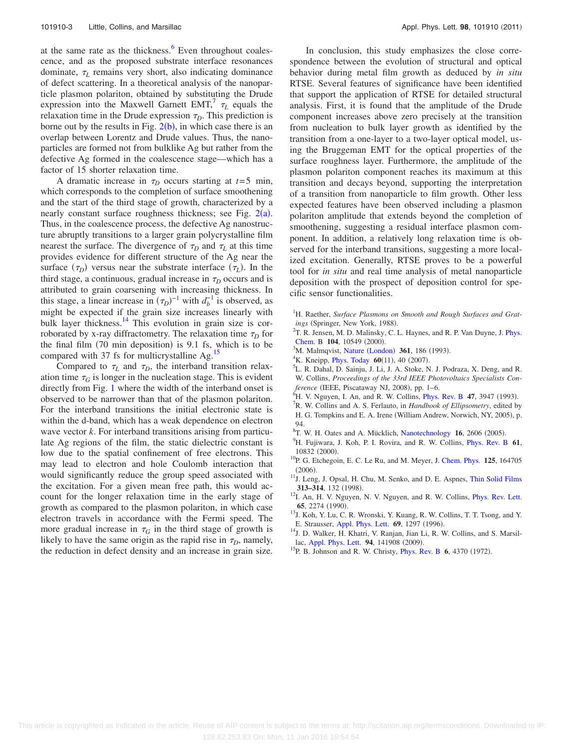at the same rate as the thickness.[6] Even throughout coalescence, and as the proposed substrate interface resonances dominate, $\tau_L$ remains very short, also indicating dominance of defect scattering. In a theoretical analysis of the nanoparticle plasmon polariton, obtained by substituting the Drude expression into the Maxwell Garnett EMT,[7] $\tau_L$ equals the relaxation time in the Drude expression $\tau_D$. This prediction is borne out by the results in Fig. 2(b), in which case there is an overlap between Lorentz and Drude values. Thus, the nanoparticles are formed not from bulklike Ag but rather from the defective Ag formed in the coalescence stage—which has a factor of 15 shorter relaxation time.

A dramatic increase in $\tau_D$ occurs starting at $t=5$ min, which corresponds to the completion of surface smoothening and the start of the third stage of growth, characterized by a nearly constant surface roughness thickness; see Fig. 2(a). Thus, in the coalescence process, the defective Ag nanostructure abruptly transitions to a larger grain polycrystalline film nearest the surface. The divergence of $\tau_D$ and $\tau_L$ at this time provides evidence for different structure of the Ag near the surface ($\tau_D$) versus near the substrate interface ($\tau_L$). In the third stage, a continuous, gradual increase in $\tau_D$ occurs and is attributed to grain coarsening with increasing thickness. In this stage, a linear increase in $(\tau_D)^{-1}$ with $d_b^{-1}$ is observed, as might be expected if the grain size increases linearly with bulk layer thickness.[14] This evolution in grain size is corroborated by x-ray diffractometry. The relaxation time $\tau_D$ for the final film (70 min deposition) is 9.1 fs, which is to be compared with 37 fs for multicrystalline Ag.[15]

Compared to $\tau_L$ and $\tau_D$, the interband transition relaxation time $\tau_G$ is longer in the nucleation stage. This is evident directly from Fig. 1 where the width of the interband onset is observed to be narrower than that of the plasmon polariton. For the interband transitions the initial electronic state is within the d-band, which has a weak dependence on electron wave vector $k$. For interband transitions arising from particulate Ag regions of the film, the static dielectric constant is low due to the spatial confinement of free electrons. This may lead to electron and hole Coulomb interaction that would significantly reduce the group speed associated with the excitation. For a given mean free path, this would account for the longer relaxation time in the early stage of growth as compared to the plasmon polariton, in which case electron travels in accordance with the Fermi speed. The more gradual increase in $\tau_G$ in the third stage of growth is likely to have the same origin as the rapid rise in $\tau_D$, namely, the reduction in defect density and an increase in grain size.

In conclusion, this study emphasizes the close correspondence between the evolution of structural and optical behavior during metal film growth as deduced by *in situ* RTSE. Several features of significance have been identified that support the application of RTSE for detailed structural analysis. First, it is found that the amplitude of the Drude component increases above zero precisely at the transition from nucleation to bulk layer growth as identified by the transition from a one-layer to a two-layer optical model, using the Bruggeman EMT for the optical properties of the surface roughness layer. Furthermore, the amplitude of the plasmon polariton component reaches its maximum at this transition and decays beyond, supporting the interpretation of a transition from nanoparticle to film growth. Other less expected features have been observed including a plasmon polariton amplitude that extends beyond the completion of smoothening, suggesting a residual interface plasmon component. In addition, a relatively long relaxation time is observed for the interband transitions, suggesting a more localized excitation. Generally, RTSE proves to be a powerful tool for *in situ* and real time analysis of metal nanoparticle deposition with the prospect of deposition control for specific sensor functionalities.

[1] H. Raether, *Surface Plasmons on Smooth and Rough Surfaces and Gratings* (Springer, New York, 1988).
[2] T. R. Jensen, M. D. Malinsky, C. L. Haynes, and R. P. Van Duyne, J. Phys. Chem. B **104**, 10549 (2000).
[3] M. Malmqvist, Nature (London) **361**, 186 (1993).
[4] K. Kneipp, Phys. Today **60**(11), 40 (2007).
[5] L. R. Dahal, D. Sainju, J. Li, J. A. Stoke, N. J. Podraza, X. Deng, and R. W. Collins, *Proceedings of the 33rd IEEE Photovoltaics Specialists Conference* (IEEE, Piscataway NJ, 2008), pp. 1–6.
[6] H. V. Nguyen, I. An, and R. W. Collins, Phys. Rev. B **47**, 3947 (1993).
[7] R. W. Collins and A. S. Ferlauto, in *Handbook of Ellipsometry*, edited by H. G. Tompkins and E. A. Irene (William Andrew, Norwich, NY, 2005), p. 94.
[8] T. W. H. Oates and A. Mücklich, Nanotechnology **16**, 2606 (2005).
[9] H. Fujiwara, J. Koh, P. I. Rovira, and R. W. Collins, Phys. Rev. B **61**, 10832 (2000).
[10] P. G. Etchegoin, E. C. Le Ru, and M. Meyer, J. Chem. Phys. **125**, 164705 (2006).
[11] J. Leng, J. Opsal, H. Chu, M. Senko, and D. E. Aspnes, Thin Solid Films **313–314**, 132 (1998).
[12] I. An, H. V. Nguyen, N. V. Nguyen, and R. W. Collins, Phys. Rev. Lett. **65**, 2274 (1990).
[13] J. Koh, Y. Lu, C. R. Wronski, Y. Kuang, R. W. Collins, T. T. Tsong, and Y. E. Strausser, Appl. Phys. Lett. **69**, 1297 (1996).
[14] J. D. Walker, H. Khatri, V. Ranjan, Jian Li, R. W. Collins, and S. Marsillac, Appl. Phys. Lett. **94**, 141908 (2009).
[15] P. B. Johnson and R. W. Christy, Phys. Rev. B **6**, 4370 (1972).